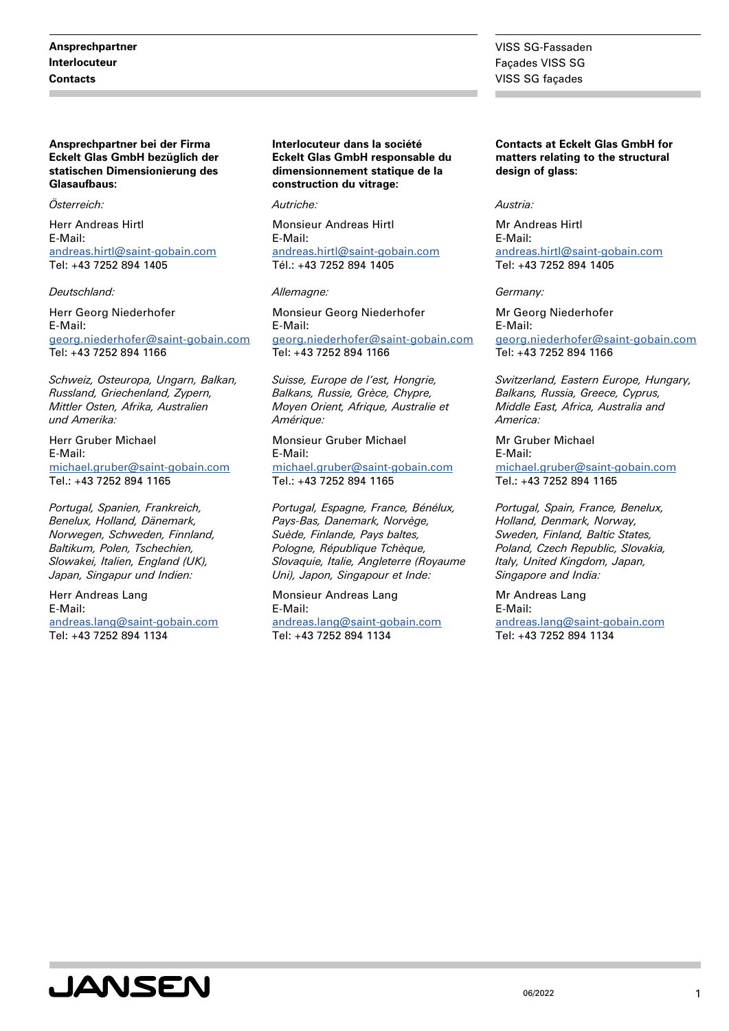**Ansprechpartner**
**Interlocuteur**
**Contacts**

VISS SG-Fassaden
Façades VISS SG
VISS SG façades

**Ansprechpartner bei der Firma Eckelt Glas GmbH bezüglich der statischen Dimensionierung des Glasaufbaus:**

*Österreich:*

Herr Andreas Hirtl
E-Mail:
andreas.hirtl@saint-gobain.com
Tel: +43 7252 894 1405

*Deutschland:*

Herr Georg Niederhofer
E-Mail:
georg.niederhofer@saint-gobain.com
Tel: +43 7252 894 1166

*Schweiz, Osteuropa, Ungarn, Balkan, Russland, Griechenland, Zypern, Mittler Osten, Afrika, Australien und Amerika:*

Herr Gruber Michael
E-Mail:
michael.gruber@saint-gobain.com
Tel.: +43 7252 894 1165

*Portugal, Spanien, Frankreich, Benelux, Holland, Dänemark, Norwegen, Schweden, Finnland, Baltikum, Polen, Tschechien, Slowakei, Italien, England (UK), Japan, Singapur und Indien:*

Herr Andreas Lang
E-Mail:
andreas.lang@saint-gobain.com
Tel: +43 7252 894 1134

**Interlocuteur dans la société Eckelt Glas GmbH responsable du dimensionnement statique de la construction du vitrage:**

*Autriche:*

Monsieur Andreas Hirtl
E-Mail:
andreas.hirtl@saint-gobain.com
Tél.: +43 7252 894 1405

*Allemagne:*

Monsieur Georg Niederhofer
E-Mail:
georg.niederhofer@saint-gobain.com
Tel: +43 7252 894 1166

*Suisse, Europe de l'est, Hongrie, Balkans, Russie, Grèce, Chypre, Moyen Orient, Afrique, Australie et Amérique:*

Monsieur Gruber Michael
E-Mail:
michael.gruber@saint-gobain.com
Tel.: +43 7252 894 1165

*Portugal, Espagne, France, Bénélux, Pays-Bas, Danemark, Norvège, Suède, Finlande, Pays baltes, Pologne, République Tchèque, Slovaquie, Italie, Angleterre (Royaume Uni), Japon, Singapour et Inde:*

Monsieur Andreas Lang
E-Mail:
andreas.lang@saint-gobain.com
Tel: +43 7252 894 1134

**Contacts at Eckelt Glas GmbH for matters relating to the structural design of glass:**

*Austria:*

Mr Andreas Hirtl
E-Mail:
andreas.hirtl@saint-gobain.com
Tel: +43 7252 894 1405

*Germany:*

Mr Georg Niederhofer
E-Mail:
georg.niederhofer@saint-gobain.com
Tel: +43 7252 894 1166

*Switzerland, Eastern Europe, Hungary, Balkans, Russia, Greece, Cyprus, Middle East, Africa, Australia and America:*

Mr Gruber Michael
E-Mail:
michael.gruber@saint-gobain.com
Tel.: +43 7252 894 1165

*Portugal, Spain, France, Benelux, Holland, Denmark, Norway, Sweden, Finland, Baltic States, Poland, Czech Republic, Slovakia, Italy, United Kingdom, Japan, Singapore and India:*

Mr Andreas Lang
E-Mail:
andreas.lang@saint-gobain.com
Tel: +43 7252 894 1134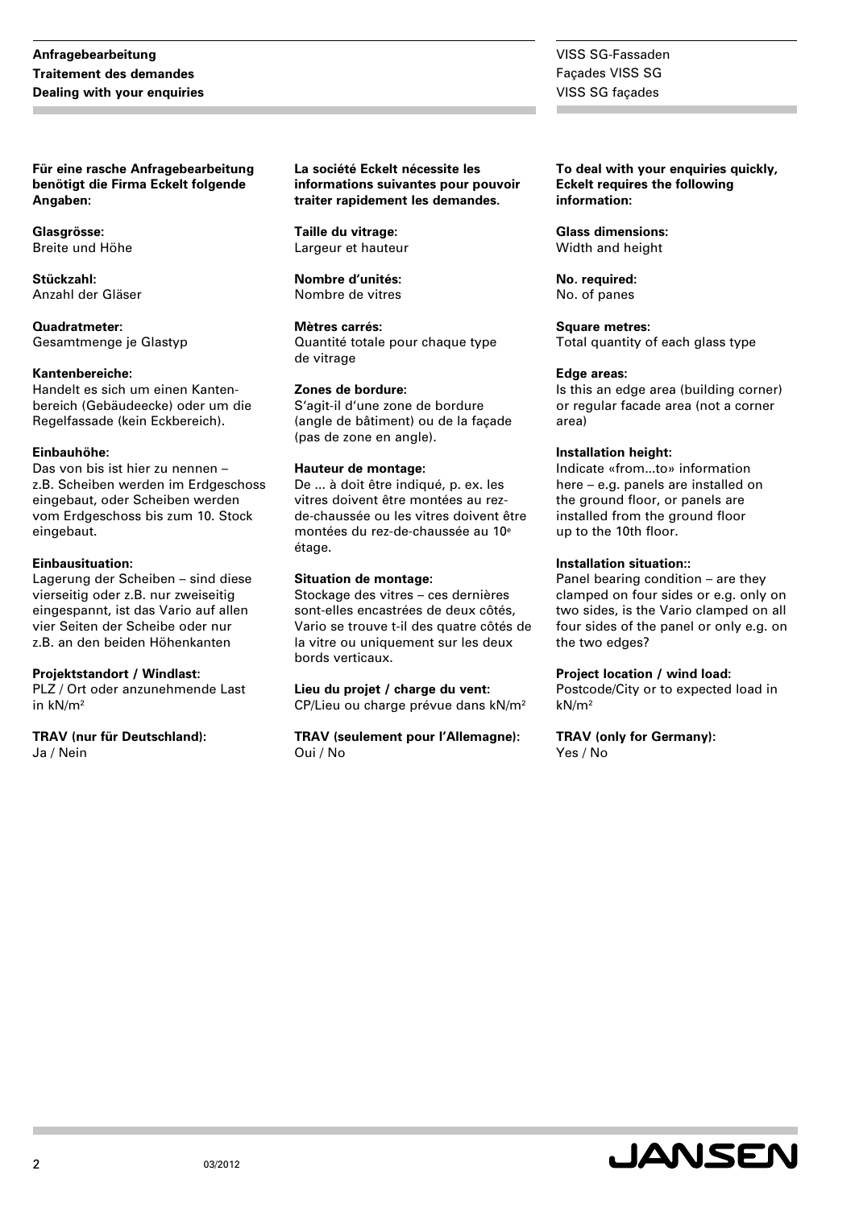**Anfragebearbeitung**
**Traitement des demandes**
**Dealing with your enquiries**

VISS SG-Fassaden
Façades VISS SG
VISS SG façades

**Für eine rasche Anfragebearbeitung benötigt die Firma Eckelt folgende Angaben:**

**Glasgrösse:**
Breite und Höhe

**Stückzahl:**
Anzahl der Gläser

**Quadratmeter:**
Gesamtmenge je Glastyp

**Kantenbereiche:**
Handelt es sich um einen Kantenbereich (Gebäudeecke) oder um die Regelfassade (kein Eckbereich).

**Einbauhöhe:**
Das von bis ist hier zu nennen – z.B. Scheiben werden im Erdgeschoss eingebaut, oder Scheiben werden vom Erdgeschoss bis zum 10. Stock eingebaut.

**Einbausituation:**
Lagerung der Scheiben – sind diese vierseitig oder z.B. nur zweiseitig eingespannt, ist das Vario auf allen vier Seiten der Scheibe oder nur z.B. an den beiden Höhenkanten

**Projektstandort / Windlast:**
PLZ / Ort oder anzunehmende Last in kN/m²

**TRAV (nur für Deutschland):**
Ja / Nein

**La société Eckelt nécessite les informations suivantes pour pouvoir traiter rapidement les demandes.**

**Taille du vitrage:**
Largeur et hauteur

**Nombre d'unités:**
Nombre de vitres

**Mètres carrés:**
Quantité totale pour chaque type de vitrage

**Zones de bordure:**
S'agit-il d'une zone de bordure (angle de bâtiment) ou de la façade (pas de zone en angle).

**Hauteur de montage:**
De ... à doit être indiqué, p. ex. les vitres doivent être montées au rez-de-chaussée ou les vitres doivent être montées du rez-de-chaussée au 10e étage.

**Situation de montage:**
Stockage des vitres – ces dernières sont-elles encastrées de deux côtés, Vario se trouve t-il des quatre côtés de la vitre ou uniquement sur les deux bords verticaux.

**Lieu du projet / charge du vent:**
CP/Lieu ou charge prévue dans kN/m²

**TRAV (seulement pour l'Allemagne):**
Oui / No

**To deal with your enquiries quickly, Eckelt requires the following information:**

**Glass dimensions:**
Width and height

**No. required:**
No. of panes

**Square metres:**
Total quantity of each glass type

**Edge areas:**
Is this an edge area (building corner) or regular facade area (not a corner area)

**Installation height:**
Indicate «from...to» information here – e.g. panels are installed on the ground floor, or panels are installed from the ground floor up to the 10th floor.

**Installation situation::**
Panel bearing condition – are they clamped on four sides or e.g. only on two sides, is the Vario clamped on all four sides of the panel or only e.g. on the two edges?

**Project location / wind load:**
Postcode/City or to expected load in kN/m²

**TRAV (only for Germany):**
Yes / No

03/2012

JANSEN